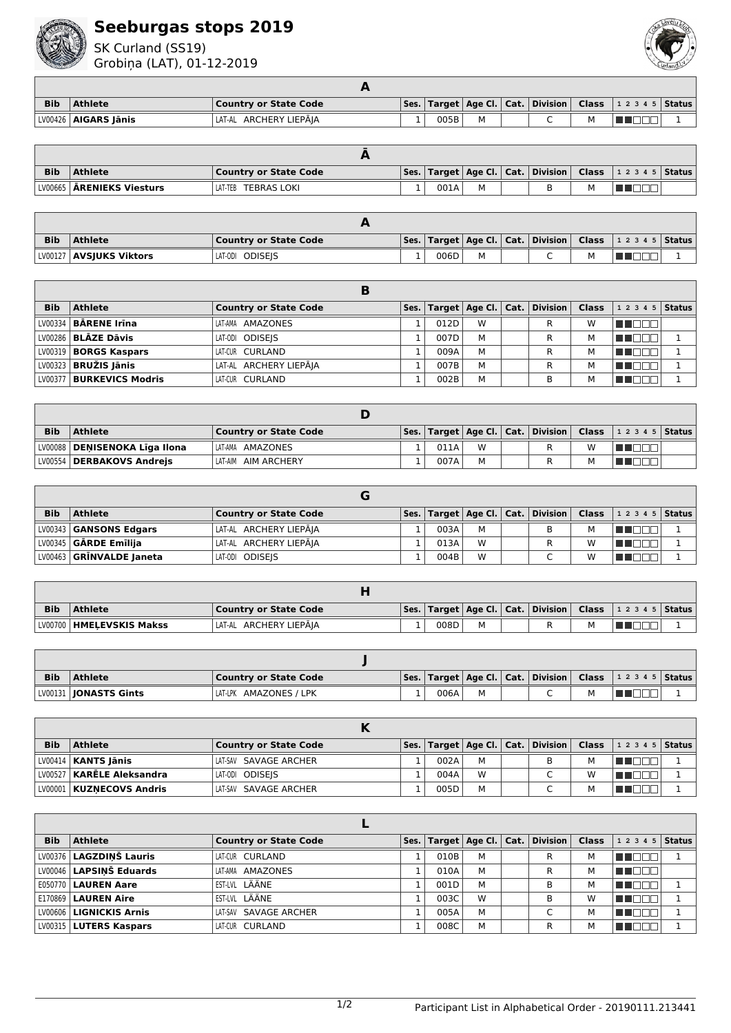# Seeburgas stops 2019

SK Curland (SS19)
Grobiņa (LAT), 01-12-2019

| A | | | | | | | | | | |
|---|---|---|---|---|---|---|---|---|---|---|
| **Bib** | **Athlete** | **Country or State Code** | **Ses.** | **Target** | **Age Cl.** | **Cat.** | **Division** | **Class** | **1 2 3 4 5** | **Status** |
| LV00426 | **AIGARS Jānis** | LAT-AL ARCHERY LIEPĀJA | 1 | 005B | M | | C | M | | 1 |

| Ā | | | | | | | | | | |
|---|---|---|---|---|---|---|---|---|---|---|
| **Bib** | **Athlete** | **Country or State Code** | **Ses.** | **Target** | **Age Cl.** | **Cat.** | **Division** | **Class** | **1 2 3 4 5** | **Status** |
| LV00665 | **ĀRENIEKS Viesturs** | LAT-TEB TEBRAS LOKI | 1 | 001A | M | | B | M | | |

| A | | | | | | | | | | |
|---|---|---|---|---|---|---|---|---|---|---|
| **Bib** | **Athlete** | **Country or State Code** | **Ses.** | **Target** | **Age Cl.** | **Cat.** | **Division** | **Class** | **1 2 3 4 5** | **Status** |
| LV00127 | **AVSJUKS Viktors** | LAT-ODI ODISEJS | 1 | 006D | M | | C | M | | 1 |

| B | | | | | | | | | | |
|---|---|---|---|---|---|---|---|---|---|---|
| **Bib** | **Athlete** | **Country or State Code** | **Ses.** | **Target** | **Age Cl.** | **Cat.** | **Division** | **Class** | **1 2 3 4 5** | **Status** |
| LV00334 | **BĀRENE Irīna** | LAT-AMA AMAZONES | 1 | 012D | W | | R | W | | |
| LV00286 | **BLĀZE Dāvis** | LAT-ODI ODISEJS | 1 | 007D | M | | R | M | | 1 |
| LV00319 | **BORGS Kaspars** | LAT-CUR CURLAND | 1 | 009A | M | | R | M | | 1 |
| LV00323 | **BRUŽIS Jānis** | LAT-AL ARCHERY LIEPĀJA | 1 | 007B | M | | R | M | | 1 |
| LV00377 | **BURKEVICS Modris** | LAT-CUR CURLAND | 1 | 002B | M | | B | M | | 1 |

| D | | | | | | | | | | |
|---|---|---|---|---|---|---|---|---|---|---|
| **Bib** | **Athlete** | **Country or State Code** | **Ses.** | **Target** | **Age Cl.** | **Cat.** | **Division** | **Class** | **1 2 3 4 5** | **Status** |
| LV00088 | **DEŅISENOKA Līga Ilona** | LAT-AMA AMAZONES | 1 | 011A | W | | R | W | | |
| LV00554 | **DERBAKOVS Andrejs** | LAT-AIM AIM ARCHERY | 1 | 007A | M | | R | M | | |

| G | | | | | | | | | | |
|---|---|---|---|---|---|---|---|---|---|---|
| **Bib** | **Athlete** | **Country or State Code** | **Ses.** | **Target** | **Age Cl.** | **Cat.** | **Division** | **Class** | **1 2 3 4 5** | **Status** |
| LV00343 | **GANSONS Edgars** | LAT-AL ARCHERY LIEPĀJA | 1 | 003A | M | | B | M | | 1 |
| LV00345 | **GĀRDE Emīlija** | LAT-AL ARCHERY LIEPĀJA | 1 | 013A | W | | R | W | | 1 |
| LV00463 | **GRĪNVALDE Janeta** | LAT-ODI ODISEJS | 1 | 004B | W | | C | W | | 1 |

| H | | | | | | | | | | |
|---|---|---|---|---|---|---|---|---|---|---|
| **Bib** | **Athlete** | **Country or State Code** | **Ses.** | **Target** | **Age Cl.** | **Cat.** | **Division** | **Class** | **1 2 3 4 5** | **Status** |
| LV00700 | **HMEĻEVSKIS Makss** | LAT-AL ARCHERY LIEPĀJA | 1 | 008D | M | | R | M | | 1 |

| J | | | | | | | | | | |
|---|---|---|---|---|---|---|---|---|---|---|
| **Bib** | **Athlete** | **Country or State Code** | **Ses.** | **Target** | **Age Cl.** | **Cat.** | **Division** | **Class** | **1 2 3 4 5** | **Status** |
| LV00131 | **JONASTS Gints** | LAT-LPK AMAZONES / LPK | 1 | 006A | M | | C | M | | 1 |

| K | | | | | | | | | | |
|---|---|---|---|---|---|---|---|---|---|---|
| **Bib** | **Athlete** | **Country or State Code** | **Ses.** | **Target** | **Age Cl.** | **Cat.** | **Division** | **Class** | **1 2 3 4 5** | **Status** |
| LV00414 | **KANTS Jānis** | LAT-SAV SAVAGE ARCHER | 1 | 002A | M | | B | M | | 1 |
| LV00527 | **KARĒLE Aleksandra** | LAT-ODI ODISEJS | 1 | 004A | W | | C | W | | 1 |
| LV00001 | **KUZŅECOVS Andris** | LAT-SAV SAVAGE ARCHER | 1 | 005D | M | | C | M | | 1 |

| L | | | | | | | | | | |
|---|---|---|---|---|---|---|---|---|---|---|
| **Bib** | **Athlete** | **Country or State Code** | **Ses.** | **Target** | **Age Cl.** | **Cat.** | **Division** | **Class** | **1 2 3 4 5** | **Status** |
| LV00376 | **LAGZDIŅŠ Lauris** | LAT-CUR CURLAND | 1 | 010B | M | | R | M | | 1 |
| LV00046 | **LAPSIŅŠ Eduards** | LAT-AMA AMAZONES | 1 | 010A | M | | R | M | | |
| E050770 | **LAUREN Aare** | EST-LVL LÄÄNE | 1 | 001D | M | | B | M | | 1 |
| E170869 | **LAUREN Aire** | EST-LVL LÄÄNE | 1 | 003C | W | | B | W | | 1 |
| LV00606 | **LIGNICKIS Arnis** | LAT-SAV SAVAGE ARCHER | 1 | 005A | M | | C | M | | 1 |
| LV00315 | **LUTERS Kaspars** | LAT-CUR CURLAND | 1 | 008C | M | | R | M | | 1 |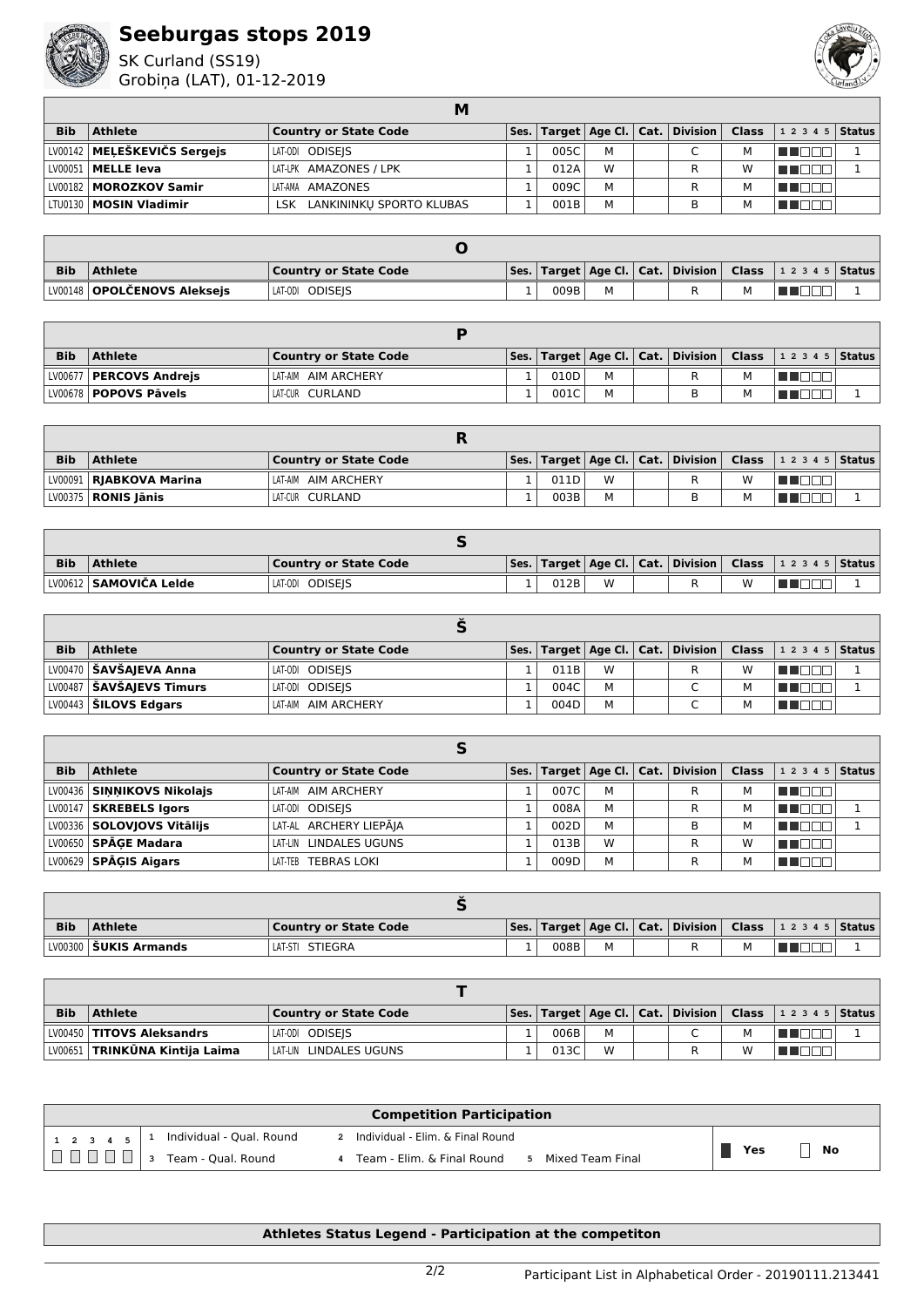# Seeburgas stops 2019

SK Curland (SS19)
Grobiņa (LAT), 01-12-2019

| M | | | | | | | | | | |
|---|---|---|---|---|---|---|---|---|---|---|
| Bib | Athlete | Country or State Code | Ses. | Target | Age Cl. | Cat. | Division | Class | 1 2 3 4 5 | Status |
| LV00142 | **MEĻEŠKEVIČS Sergejs** | LAT-ODI ODISEJS | 1 | 005C | M | | C | M | ■■□□□ | 1 |
| LV00051 | **MELLE Ieva** | LAT-LPK AMAZONES / LPK | 1 | 012A | W | | R | W | ■■□□□ | 1 |
| LV00182 | **MOROZKOV Samir** | LAT-AMA AMAZONES | 1 | 009C | M | | R | M | ■■□□□ | |
| LTU0130 | **MOSIN Vladimir** | LSK LANKININKŲ SPORTO KLUBAS | 1 | 001B | M | | B | M | ■■□□□ | |

| O | | | | | | | | | | |
|---|---|---|---|---|---|---|---|---|---|---|
| Bib | Athlete | Country or State Code | Ses. | Target | Age Cl. | Cat. | Division | Class | 1 2 3 4 5 | Status |
| LV00148 | **OPOLČENOVS Aleksejs** | LAT-ODI ODISEJS | 1 | 009B | M | | R | M | ■■□□□ | 1 |

| P | | | | | | | | | | |
|---|---|---|---|---|---|---|---|---|---|---|
| Bib | Athlete | Country or State Code | Ses. | Target | Age Cl. | Cat. | Division | Class | 1 2 3 4 5 | Status |
| LV00677 | **PERCOVS Andrejs** | LAT-AIM AIM ARCHERY | 1 | 010D | M | | R | M | ■■□□□ | |
| LV00678 | **POPOVS Pāvels** | LAT-CUR CURLAND | 1 | 001C | M | | B | M | ■■□□□ | 1 |

| R | | | | | | | | | | |
|---|---|---|---|---|---|---|---|---|---|---|
| Bib | Athlete | Country or State Code | Ses. | Target | Age Cl. | Cat. | Division | Class | 1 2 3 4 5 | Status |
| LV00091 | **RJABKOVA Marina** | LAT-AIM AIM ARCHERY | 1 | 011D | W | | R | W | ■■□□□ | |
| LV00375 | **RONIS Jānis** | LAT-CUR CURLAND | 1 | 003B | M | | B | M | ■■□□□ | 1 |

| S | | | | | | | | | | |
|---|---|---|---|---|---|---|---|---|---|---|
| Bib | Athlete | Country or State Code | Ses. | Target | Age Cl. | Cat. | Division | Class | 1 2 3 4 5 | Status |
| LV00612 | **SAMOVIČA Lelde** | LAT-ODI ODISEJS | 1 | 012B | W | | R | W | ■■□□□ | 1 |

| Š | | | | | | | | | | |
|---|---|---|---|---|---|---|---|---|---|---|
| Bib | Athlete | Country or State Code | Ses. | Target | Age Cl. | Cat. | Division | Class | 1 2 3 4 5 | Status |
| LV00470 | **ŠAVŠAJEVA Anna** | LAT-ODI ODISEJS | 1 | 011B | W | | R | W | ■■□□□ | 1 |
| LV00487 | **ŠAVŠAJEVS Timurs** | LAT-ODI ODISEJS | 1 | 004C | M | | C | M | ■■□□□ | 1 |
| LV00443 | **ŠILOVS Edgars** | LAT-AIM AIM ARCHERY | 1 | 004D | M | | C | M | ■■□□□ | |

| S | | | | | | | | | | |
|---|---|---|---|---|---|---|---|---|---|---|
| Bib | Athlete | Country or State Code | Ses. | Target | Age Cl. | Cat. | Division | Class | 1 2 3 4 5 | Status |
| LV00436 | **SIŅŅIKOVS Nikolajs** | LAT-AIM AIM ARCHERY | 1 | 007C | M | | R | M | ■■□□□ | |
| LV00147 | **SKREBELS Igors** | LAT-ODI ODISEJS | 1 | 008A | M | | R | M | ■■□□□ | 1 |
| LV00336 | **SOLOVJOVS Vitālijs** | LAT-AL ARCHERY LIEPĀJA | 1 | 002D | M | | B | M | ■■□□□ | 1 |
| LV00650 | **SPĀĢE Madara** | LAT-LIN LINDALES UGUNS | 1 | 013B | W | | R | W | ■■□□□ | |
| LV00629 | **SPĀĢIS Aigars** | LAT-TEB TEBRAS LOKI | 1 | 009D | M | | R | M | ■■□□□ | |

| Š | | | | | | | | | | |
|---|---|---|---|---|---|---|---|---|---|---|
| Bib | Athlete | Country or State Code | Ses. | Target | Age Cl. | Cat. | Division | Class | 1 2 3 4 5 | Status |
| LV00300 | **ŠUKIS Armands** | LAT-STI STIEGRA | 1 | 008B | M | | R | M | ■■□□□ | 1 |

| T | | | | | | | | | | |
|---|---|---|---|---|---|---|---|---|---|---|
| Bib | Athlete | Country or State Code | Ses. | Target | Age Cl. | Cat. | Division | Class | 1 2 3 4 5 | Status |
| LV00450 | **TITOVS Aleksandrs** | LAT-ODI ODISEJS | 1 | 006B | M | | C | M | ■■□□□ | 1 |
| LV00651 | **TRINKŪNA Kintija Laima** | LAT-LIN LINDALES UGUNS | 1 | 013C | W | | R | W | ■■□□□ | |

**Competition Participation**

1 2 3 4 5
□ □ □ □ □

1 Individual - Qual. Round
2 Individual - Elim. & Final Round
3 Team - Qual. Round
4 Team - Elim. & Final Round
5 Mixed Team Final

■ Yes □ No

**Athletes Status Legend - Participation at the competiton**

Participant List in Alphabetical Order - 20190111.213441